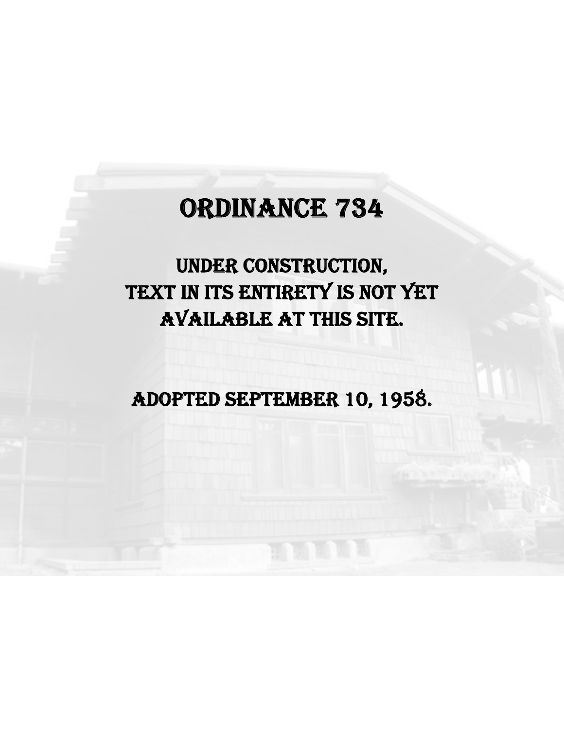# Ordinance 734

Under Construction,
Text in its entirety is not yet
available at this site.

Adopted September 10, 1958.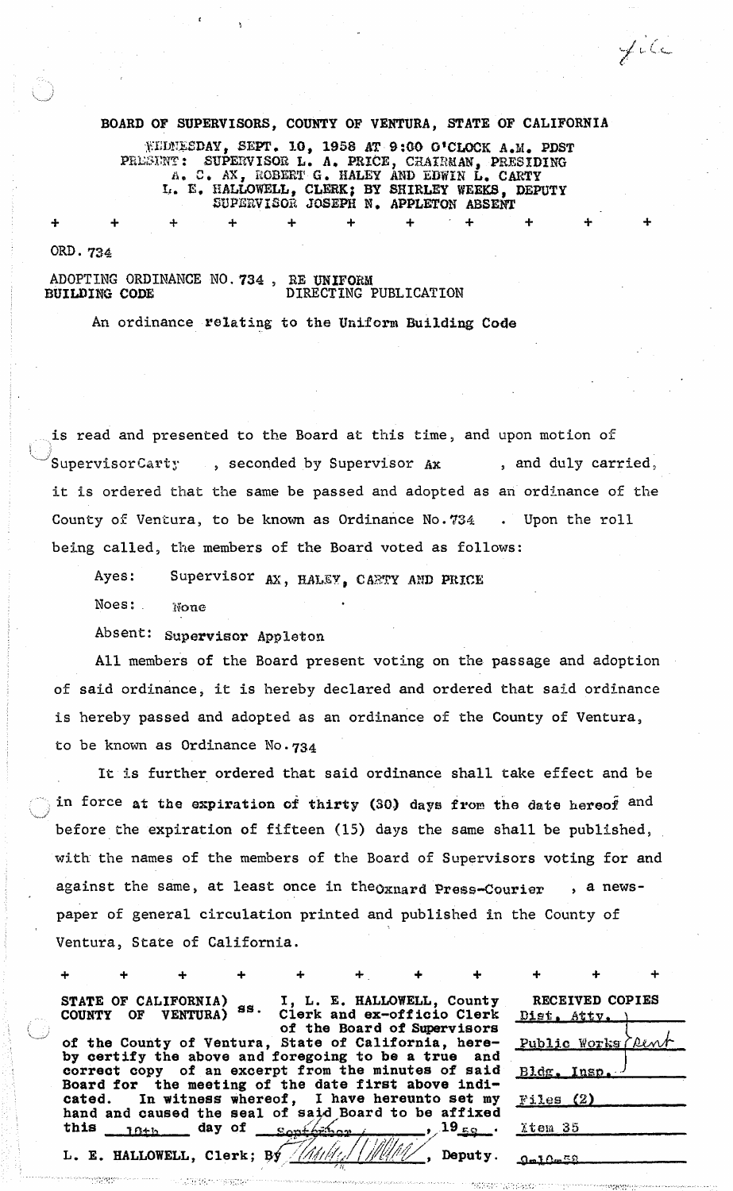File

**BOARD OF SUPERVISORS, COUNTY OF VENTURA, STATE OF CALIFORNIA**

WEDNESDAY, SEPT. 10, 1958 AT 9:00 O'CLOCK A.M. PDST
PRESENT: SUPERVISOR L. A. PRICE, CHAIRMAN, PRESIDING
A. C. AX, ROBERT G. HALEY AND EDWIN L. CARTY
L. E. HALLOWELL, CLERK; BY SHIRLEY WEEKS, DEPUTY
SUPERVISOR JOSEPH N. APPLETON ABSENT

\+ + + + + + + + + + +

ORD. 734

ADOPTING ORDINANCE NO. 734 , RE UNIFORM BUILDING CODE DIRECTING PUBLICATION

An ordinance relating to the Uniform Building Code

is read and presented to the Board at this time, and upon motion of Supervisor Carty , seconded by Supervisor Ax , and duly carried, it is ordered that the same be passed and adopted as an ordinance of the County of Ventura, to be known as Ordinance No. 734 . Upon the roll being called, the members of the Board voted as follows:

Ayes: Supervisor AX, HALEY, CARTY AND PRICE

Noes: None

Absent: Supervisor Appleton

All members of the Board present voting on the passage and adoption of said ordinance, it is hereby declared and ordered that said ordinance is hereby passed and adopted as an ordinance of the County of Ventura, to be known as Ordinance No. 734

It is further ordered that said ordinance shall take effect and be in force at the expiration of thirty (30) days from the date hereof and before the expiration of fifteen (15) days the same shall be published, with the names of the members of the Board of Supervisors voting for and against the same, at least once in the Oxnard Press-Courier , a newspaper of general circulation printed and published in the County of Ventura, State of California.

\+ + + + + + + + + + +

STATE OF CALIFORNIA) ss. I, L. E. HALLOWELL, County Clerk and ex-officio Clerk
COUNTY OF VENTURA) of the Board of Supervisors of the County of Ventura, State of California, hereby certify the above and foregoing to be a true and correct copy of an excerpt from the minutes of said Board for the meeting of the date first above indicated. In witness whereof, I have hereunto set my hand and caused the seal of said Board to be affixed this 10th day of September , 19 58 .

L. E. HALLOWELL, Clerk; By [signature], Deputy.

| RECEIVED COPIES |
|---|
| Dist. Atty. |
| Public Works (Rent |
| Bldg. Insp. |
| Files (2) |
| Item 35 |
| 9-10-58 |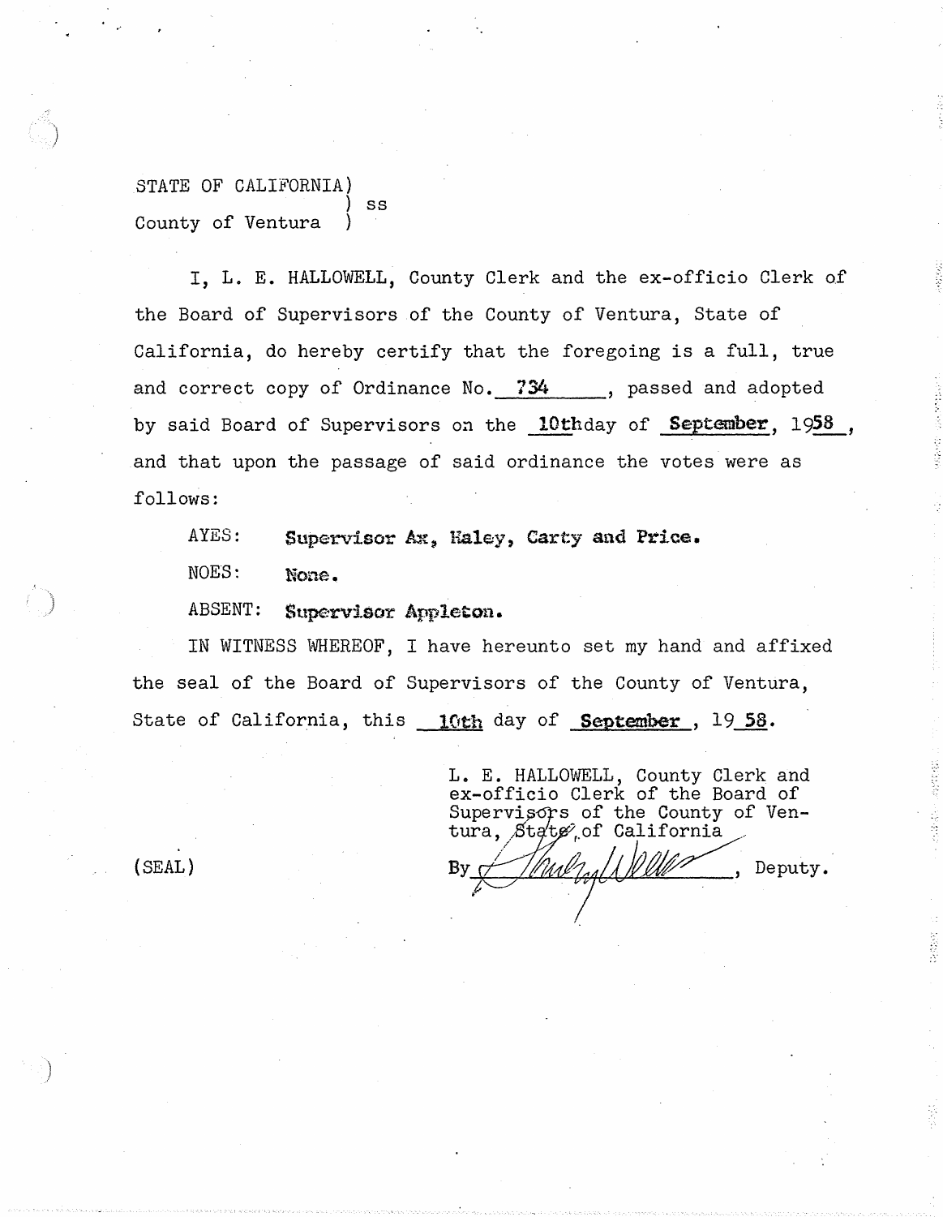STATE OF CALIFORNIA)
) ss
County of Ventura )

I, L. E. HALLOWELL, County Clerk and the ex-officio Clerk of the Board of Supervisors of the County of Ventura, State of California, do hereby certify that the foregoing is a full, true and correct copy of Ordinance No. 734, passed and adopted by said Board of Supervisors on the 10th day of September, 1958, and that upon the passage of said ordinance the votes were as follows:

AYES: Supervisor Ax, Haley, Carty and Price.

NOES: None.

ABSENT: Supervisor Appleton.

IN WITNESS WHEREOF, I have hereunto set my hand and affixed the seal of the Board of Supervisors of the County of Ventura, State of California, this 10th day of September, 19 58.

L. E. HALLOWELL, County Clerk and ex-officio Clerk of the Board of Supervisors of the County of Ventura, State of California

(SEAL)

By _______________, Deputy.